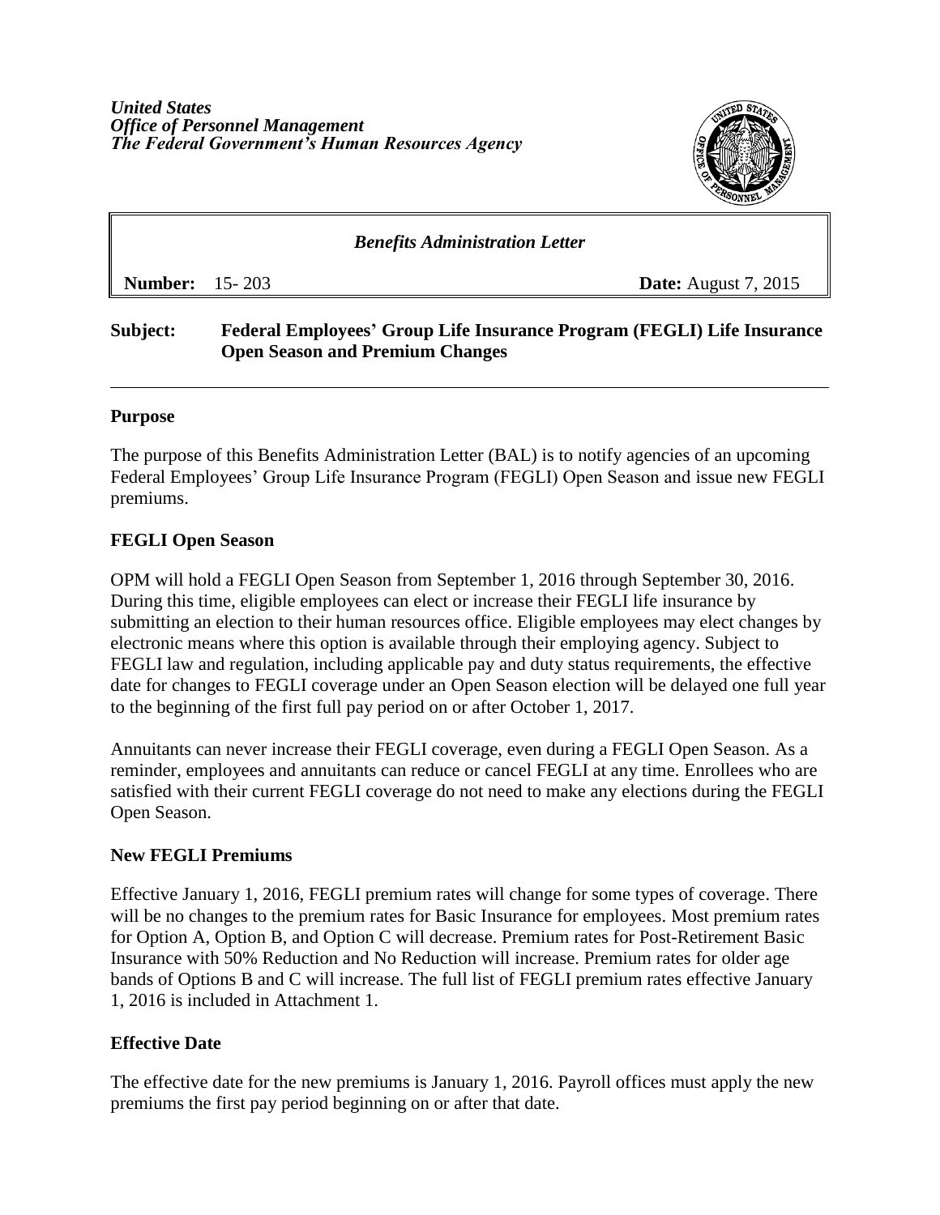***United States***
***Office of Personnel Management***
***The Federal Government's Human Resources Agency***

| ***Benefits Administration Letter*** | |
|---|---|
| **Number:** 15- 203 | **Date:** August 7, 2015 |

**Subject:** **Federal Employees' Group Life Insurance Program (FEGLI) Life Insurance Open Season and Premium Changes**

---

## Purpose

The purpose of this Benefits Administration Letter (BAL) is to notify agencies of an upcoming Federal Employees' Group Life Insurance Program (FEGLI) Open Season and issue new FEGLI premiums.

## FEGLI Open Season

OPM will hold a FEGLI Open Season from September 1, 2016 through September 30, 2016. During this time, eligible employees can elect or increase their FEGLI life insurance by submitting an election to their human resources office. Eligible employees may elect changes by electronic means where this option is available through their employing agency. Subject to FEGLI law and regulation, including applicable pay and duty status requirements, the effective date for changes to FEGLI coverage under an Open Season election will be delayed one full year to the beginning of the first full pay period on or after October 1, 2017.

Annuitants can never increase their FEGLI coverage, even during a FEGLI Open Season. As a reminder, employees and annuitants can reduce or cancel FEGLI at any time. Enrollees who are satisfied with their current FEGLI coverage do not need to make any elections during the FEGLI Open Season.

## New FEGLI Premiums

Effective January 1, 2016, FEGLI premium rates will change for some types of coverage. There will be no changes to the premium rates for Basic Insurance for employees. Most premium rates for Option A, Option B, and Option C will decrease. Premium rates for Post-Retirement Basic Insurance with 50% Reduction and No Reduction will increase. Premium rates for older age bands of Options B and C will increase. The full list of FEGLI premium rates effective January 1, 2016 is included in Attachment 1.

## Effective Date

The effective date for the new premiums is January 1, 2016. Payroll offices must apply the new premiums the first pay period beginning on or after that date.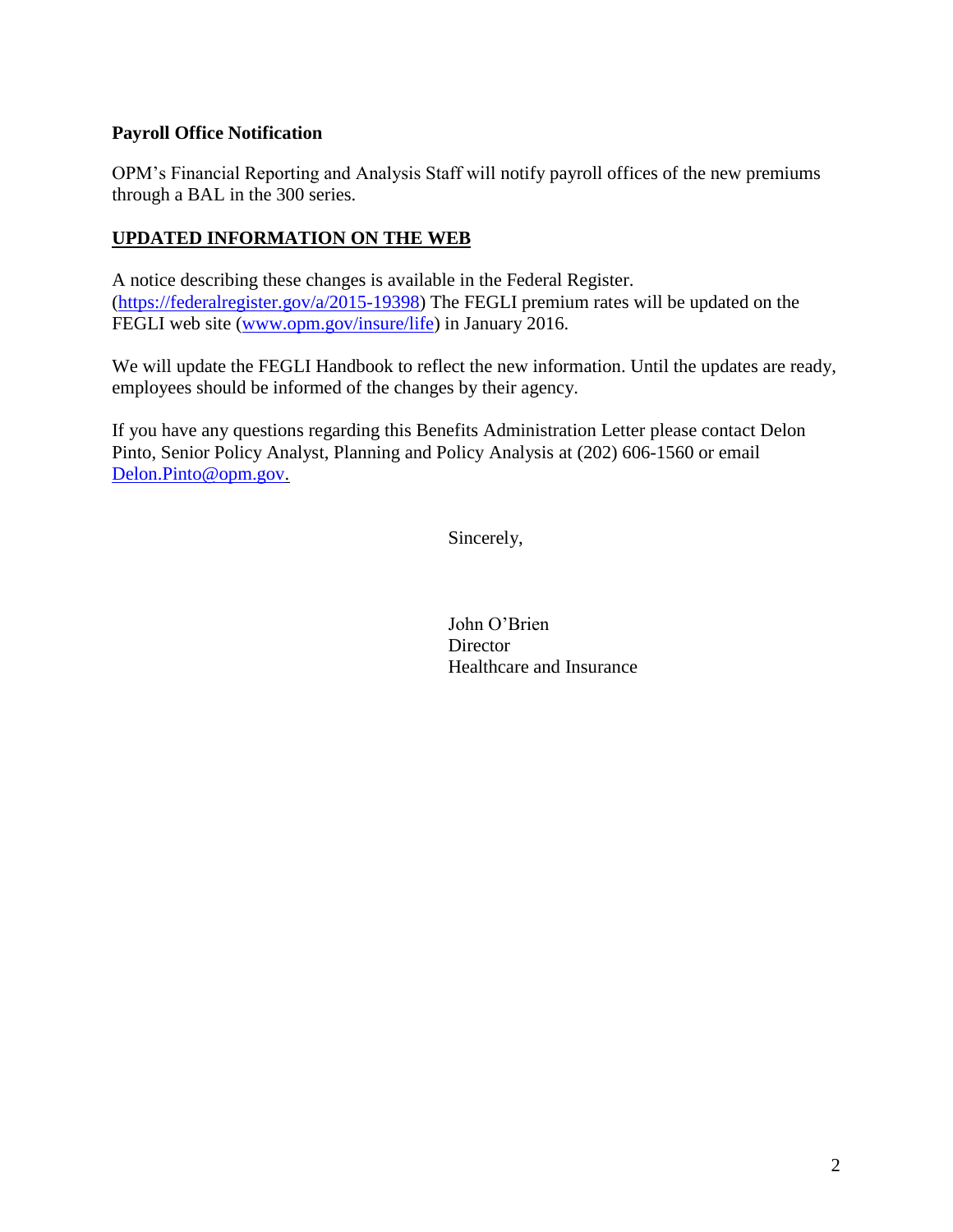**Payroll Office Notification**

OPM's Financial Reporting and Analysis Staff will notify payroll offices of the new premiums through a BAL in the 300 series.

## UPDATED INFORMATION ON THE WEB

A notice describing these changes is available in the Federal Register. (https://federalregister.gov/a/2015-19398) The FEGLI premium rates will be updated on the FEGLI web site (www.opm.gov/insure/life) in January 2016.

We will update the FEGLI Handbook to reflect the new information. Until the updates are ready, employees should be informed of the changes by their agency.

If you have any questions regarding this Benefits Administration Letter please contact Delon Pinto, Senior Policy Analyst, Planning and Policy Analysis at (202) 606-1560 or email Delon.Pinto@opm.gov.

Sincerely,

John O'Brien
Director
Healthcare and Insurance